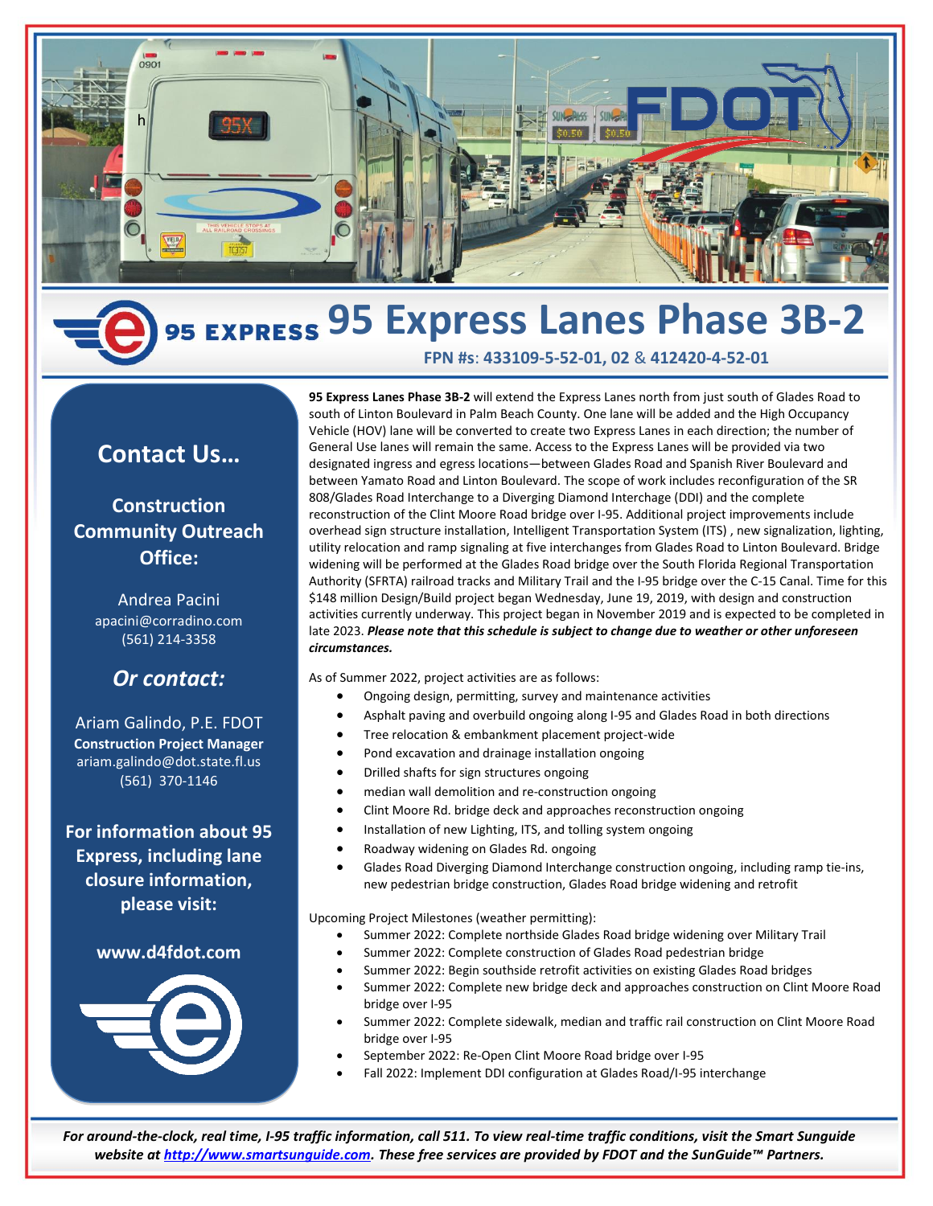# 95 Express Lanes Phase 3B-2

**FPN #s: 433109-5-52-01, 02 & 412420-4-52-01**

## Contact Us…

**Construction Community Outreach Office:**

Andrea Pacini
apacini@corradino.com
(561) 214-3358

***Or contact:***

Ariam Galindo, P.E. FDOT
**Construction Project Manager**
ariam.galindo@dot.state.fl.us
(561) 370-1146

**For information about 95 Express, including lane closure information, please visit:**

**www.d4fdot.com**

**95 Express Lanes Phase 3B-2** will extend the Express Lanes north from just south of Glades Road to south of Linton Boulevard in Palm Beach County. One lane will be added and the High Occupancy Vehicle (HOV) lane will be converted to create two Express Lanes in each direction; the number of General Use lanes will remain the same. Access to the Express Lanes will be provided via two designated ingress and egress locations—between Glades Road and Spanish River Boulevard and between Yamato Road and Linton Boulevard. The scope of work includes reconfiguration of the SR 808/Glades Road Interchange to a Diverging Diamond Interchange (DDI) and the complete reconstruction of the Clint Moore Road bridge over I-95. Additional project improvements include overhead sign structure installation, Intelligent Transportation System (ITS) , new signalization, lighting, utility relocation and ramp signaling at five interchanges from Glades Road to Linton Boulevard. Bridge widening will be performed at the Glades Road bridge over the South Florida Regional Transportation Authority (SFRTA) railroad tracks and Military Trail and the I-95 bridge over the C-15 Canal. Time for this $148 million Design/Build project began Wednesday, June 19, 2019, with design and construction activities currently underway. This project began in November 2019 and is expected to be completed in late 2023. ***Please note that this schedule is subject to change due to weather or other unforeseen circumstances.***

As of Summer 2022, project activities are as follows:

- Ongoing design, permitting, survey and maintenance activities
- Asphalt paving and overbuild ongoing along I-95 and Glades Road in both directions
- Tree relocation & embankment placement project-wide
- Pond excavation and drainage installation ongoing
- Drilled shafts for sign structures ongoing
- median wall demolition and re-construction ongoing
- Clint Moore Rd. bridge deck and approaches reconstruction ongoing
- Installation of new Lighting, ITS, and tolling system ongoing
- Roadway widening on Glades Rd. ongoing
- Glades Road Diverging Diamond Interchange construction ongoing, including ramp tie-ins, new pedestrian bridge construction, Glades Road bridge widening and retrofit

Upcoming Project Milestones (weather permitting):

- Summer 2022: Complete northside Glades Road bridge widening over Military Trail
- Summer 2022: Complete construction of Glades Road pedestrian bridge
- Summer 2022: Begin southside retrofit activities on existing Glades Road bridges
- Summer 2022: Complete new bridge deck and approaches construction on Clint Moore Road bridge over I-95
- Summer 2022: Complete sidewalk, median and traffic rail construction on Clint Moore Road bridge over I-95
- September 2022: Re-Open Clint Moore Road bridge over I-95
- Fall 2022: Implement DDI configuration at Glades Road/I-95 interchange

***For around-the-clock, real time, I-95 traffic information, call 511. To view real-time traffic conditions, visit the Smart Sunguide website at http://www.smartsunguide.com. These free services are provided by FDOT and the SunGuide™ Partners.***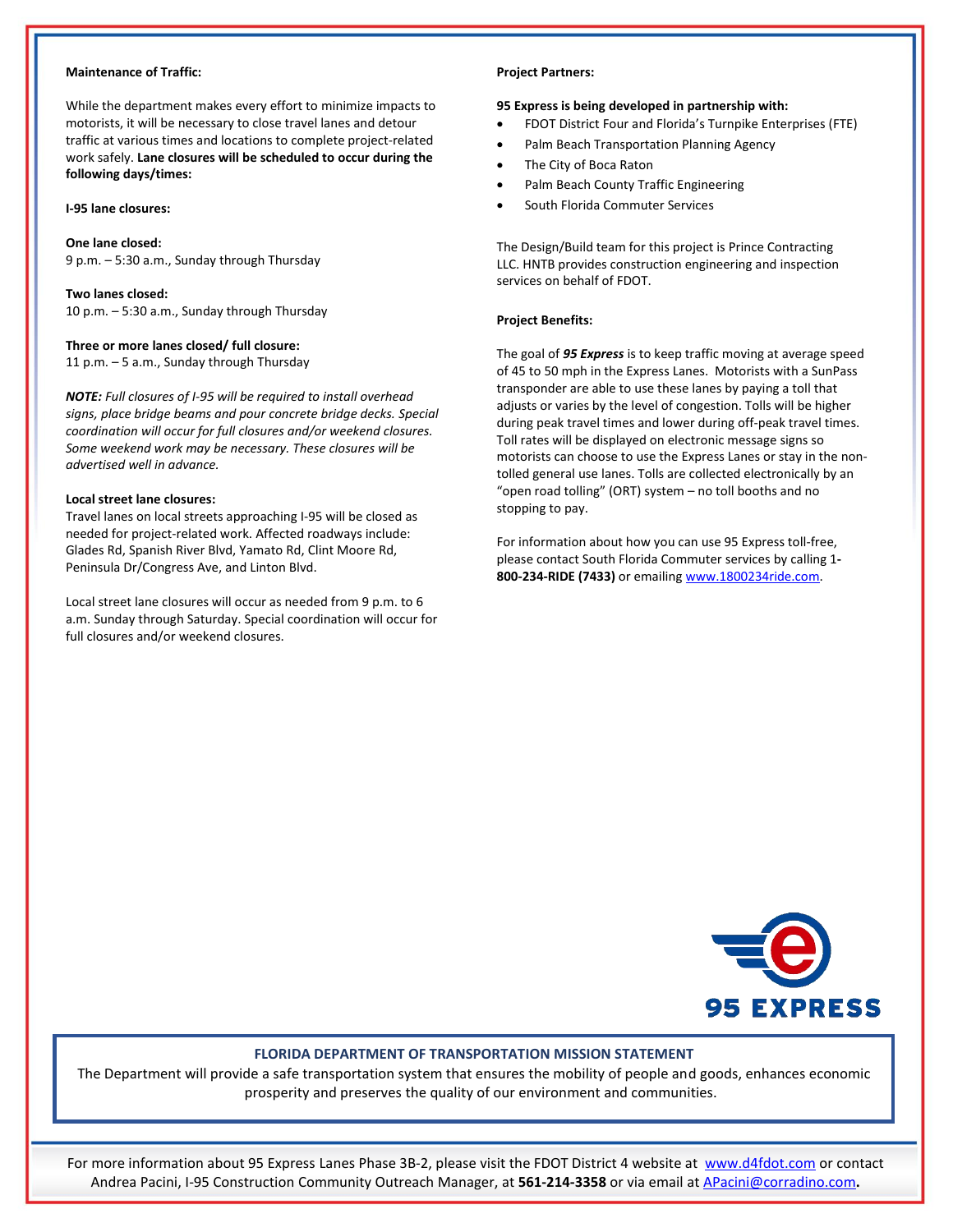**Maintenance of Traffic:**

While the department makes every effort to minimize impacts to motorists, it will be necessary to close travel lanes and detour traffic at various times and locations to complete project-related work safely. **Lane closures will be scheduled to occur during the following days/times:**

**I-95 lane closures:**

**One lane closed:**
9 p.m. – 5:30 a.m., Sunday through Thursday

**Two lanes closed:**
10 p.m. – 5:30 a.m., Sunday through Thursday

**Three or more lanes closed/ full closure:**
11 p.m. – 5 a.m., Sunday through Thursday

***NOTE:*** *Full closures of I-95 will be required to install overhead signs, place bridge beams and pour concrete bridge decks. Special coordination will occur for full closures and/or weekend closures. Some weekend work may be necessary. These closures will be advertised well in advance.*

**Local street lane closures:**
Travel lanes on local streets approaching I-95 will be closed as needed for project-related work. Affected roadways include: Glades Rd, Spanish River Blvd, Yamato Rd, Clint Moore Rd, Peninsula Dr/Congress Ave, and Linton Blvd.

Local street lane closures will occur as needed from 9 p.m. to 6 a.m. Sunday through Saturday. Special coordination will occur for full closures and/or weekend closures.

**Project Partners:**

**95 Express is being developed in partnership with:**

- FDOT District Four and Florida's Turnpike Enterprises (FTE)
- Palm Beach Transportation Planning Agency
- The City of Boca Raton
- Palm Beach County Traffic Engineering
- South Florida Commuter Services

The Design/Build team for this project is Prince Contracting LLC. HNTB provides construction engineering and inspection services on behalf of FDOT.

**Project Benefits:**

The goal of ***95 Express*** is to keep traffic moving at average speed of 45 to 50 mph in the Express Lanes. Motorists with a SunPass transponder are able to use these lanes by paying a toll that adjusts or varies by the level of congestion. Tolls will be higher during peak travel times and lower during off-peak travel times. Toll rates will be displayed on electronic message signs so motorists can choose to use the Express Lanes or stay in the non-tolled general use lanes. Tolls are collected electronically by an "open road tolling" (ORT) system – no toll booths and no stopping to pay.

For information about how you can use 95 Express toll-free, please contact South Florida Commuter services by calling **1-800-234-RIDE (7433)** or emailing www.1800234ride.com.

95 EXPRESS

**FLORIDA DEPARTMENT OF TRANSPORTATION MISSION STATEMENT**

The Department will provide a safe transportation system that ensures the mobility of people and goods, enhances economic prosperity and preserves the quality of our environment and communities.

For more information about 95 Express Lanes Phase 3B-2, please visit the FDOT District 4 website at www.d4fdot.com or contact Andrea Pacini, I-95 Construction Community Outreach Manager, at **561-214-3358** or via email at APacini@corradino.com**.**